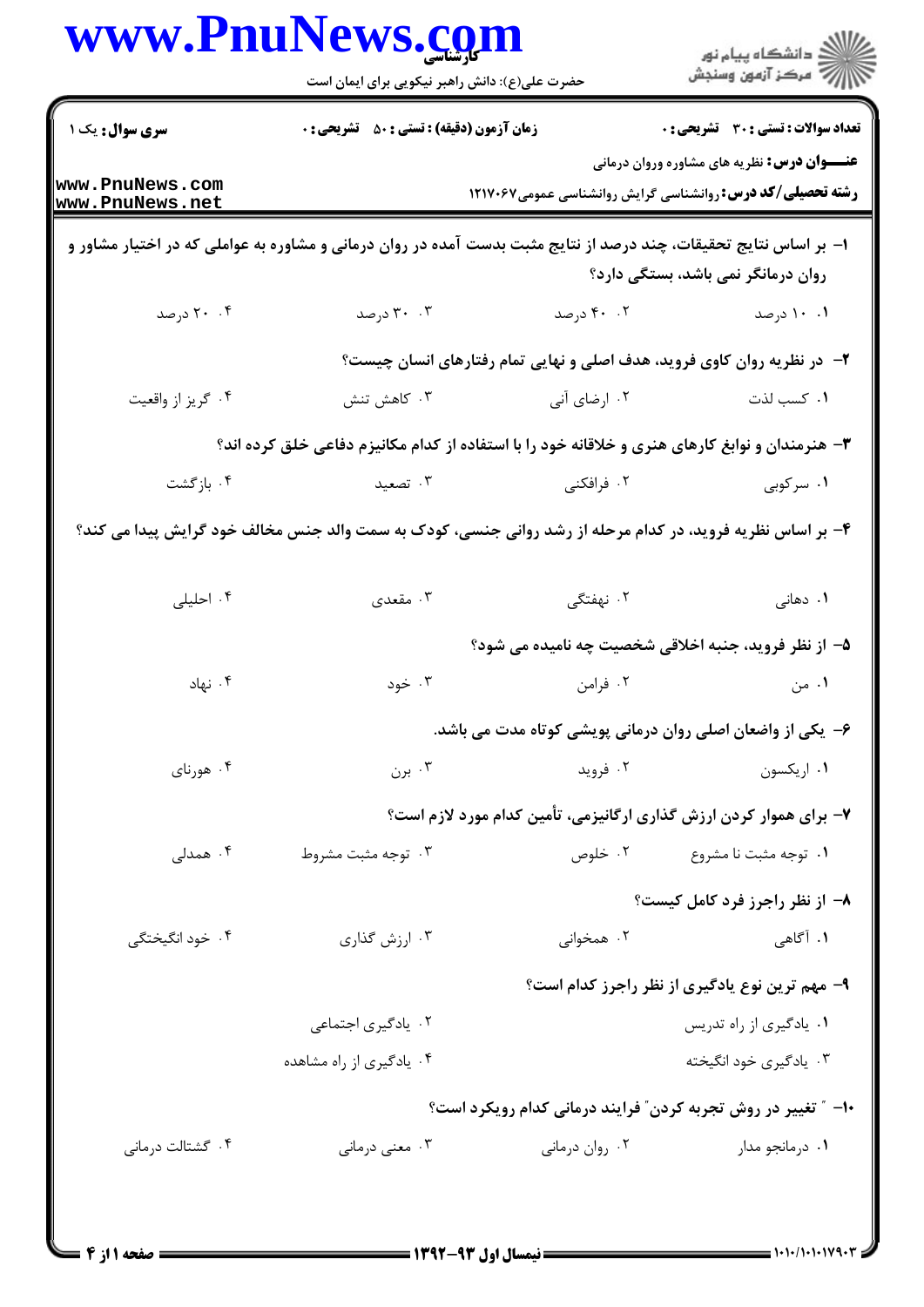کارشناسی

حضرت علی(ع): دانش راهبر نیکویی برای ایمان است

دانشگاه پیام نور
مرکز آزمون وسنجش

**سری سوال:** یک ۱

**زمان آزمون (دقیقه) : تستی : ۵۰ تشریحی : ۰**

**تعداد سوالات : تستی : ۳۰ تشریحی : ۰**

**عنـــوان درس:** نظریه های مشاوره وروان درمانی

**رشته تحصیلی/کد درس:** روانشناسی گرایش روانشناسی عمومی۱۲۱۷۰۶۷

**۱- بر اساس نتایج تحقیقات، چند درصد از نتایج مثبت بدست آمده در روان درمانی و مشاوره به عواملی که در اختیار مشاور و روان درمانگر نمی باشد، بستگی دارد؟**

۱. ۱۰ درصد
۲. ۴۰ درصد
۳. ۳۰ درصد
۴. ۲۰ درصد

**۲- در نظریه روان کاوی فروید، هدف اصلی و نهایی تمام رفتارهای انسان چیست؟**

۱. کسب لذت
۲. ارضای آنی
۳. کاهش تنش
۴. گریز از واقعیت

**۳- هنرمندان و نوابغ کارهای هنری و خلاقانه خود را با استفاده از کدام مکانیزم دفاعی خلق کرده اند؟**

۱. سرکوبی
۲. فرافکنی
۳. تصعید
۴. بازگشت

**۴- بر اساس نظریه فروید، در کدام مرحله از رشد روانی جنسی، کودک به سمت والد جنس مخالف خود گرایش پیدا می کند؟**

۱. دهانی
۲. نهفتگی
۳. مقعدی
۴. احلیلی

**۵- از نظر فروید، جنبه اخلاقی شخصیت چه نامیده می شود؟**

۱. من
۲. فرامن
۳. خود
۴. نهاد

**۶- یکی از واضعان اصلی روان درمانی پویشی کوتاه مدت می باشد.**

۱. اریکسون
۲. فروید
۳. برن
۴. هورنای

**۷- برای هموار کردن ارزش گذاری ارگانیزمی، تأمین کدام مورد لازم است؟**

۱. توجه مثبت نا مشروع
۲. خلوص
۳. توجه مثبت مشروط
۴. همدلی

**۸- از نظر راجرز فرد کامل کیست؟**

۱. آگاهی
۲. همخوانی
۳. ارزش گذاری
۴. خود انگیختگی

**۹- مهم ترین نوع یادگیری از نظر راجرز کدام است؟**

۱. یادگیری از راه تدریس
۲. یادگیری اجتماعی
۳. یادگیری خود انگیخته
۴. یادگیری از راه مشاهده

**۱۰- " تغییر در روش تجربه کردن" فرایند درمانی کدام رویکرد است؟**

۱. درمانجو مدار
۲. روان درمانی
۳. معنی درمانی
۴. گشتالت درمانی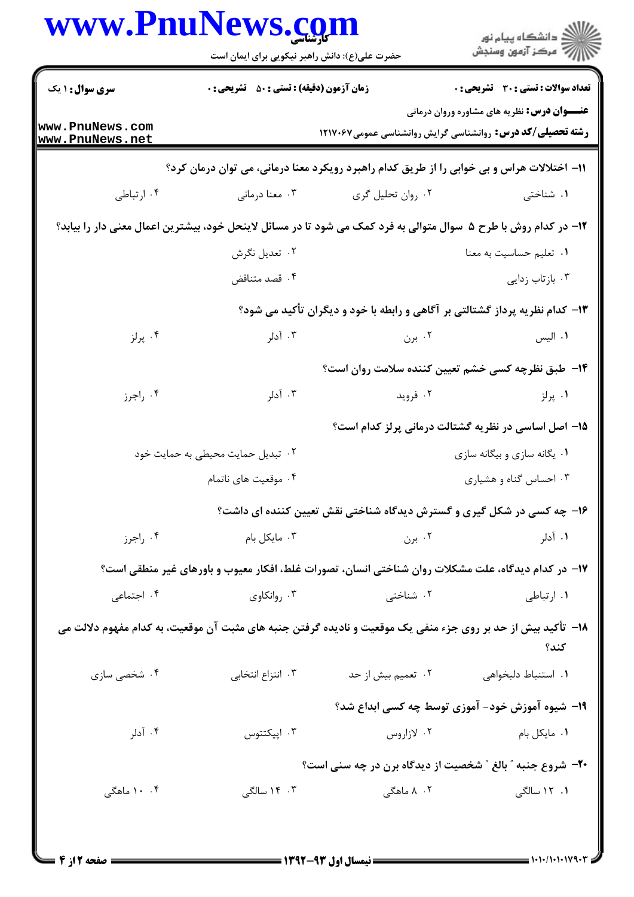۱۱- اختلالات هراس و بی خوابی را از طریق کدام راهبرد رویکرد معنا درمانی، می توان درمان کرد؟

۱. شناختی
۲. روان تحلیل گری
۳. معنا درمانی
۴. ارتباطی

۱۲- در کدام روش با طرح ۵ سوال متوالی به فرد کمک می شود تا در مسائل لاینحل خود، بیشترین اعمال معنی دار را بیابد؟

۱. تعلیم حساسیت به معنا
۲. تعدیل نگرش
۳. بازتاب زدایی
۴. قصد متناقض

۱۳- کدام نظریه پرداز گشتالتی بر آگاهی و رابطه با خود و دیگران تأکید می شود؟

۱. الیس
۲. برن
۳. آدلر
۴. پرلز

۱۴- طبق نظرچه کسی خشم تعیین کننده سلامت روان است؟

۱. پرلز
۲. فروید
۳. آدلر
۴. راجرز

۱۵- اصل اساسی در نظریه گشتالت درمانی پرلز کدام است؟

۱. یگانه سازی و بیگانه سازی
۲. تبدیل حمایت محیطی به حمایت خود
۳. احساس گناه و هشیاری
۴. موقعیت های ناتمام

۱۶- چه کسی در شکل گیری و گسترش دیدگاه شناختی نقش تعیین کننده ای داشت؟

۱. آدلر
۲. برن
۳. مایکل بام
۴. راجرز

۱۷- در کدام دیدگاه، علت مشکلات روان شناختی انسان، تصورات غلط، افکار معیوب و باورهای غیر منطقی است؟

۱. ارتباطی
۲. شناختی
۳. روانکاوی
۴. اجتماعی

۱۸- تأکید بیش از حد بر روی جزء منفی یک موقعیت و نادیده گرفتن جنبه های مثبت آن موقعیت، به کدام مفهوم دلالت می کند؟

۱. استنباط دلبخواهی
۲. تعمیم بیش از حد
۳. انتزاع انتخابی
۴. شخصی سازی

۱۹- شیوه آموزش خود- آموزی توسط چه کسی ابداع شد؟

۱. مایکل بام
۲. لازاروس
۳. اپیکتتوس
۴. آدلر

۲۰- شروع جنبه " بالغ " شخصیت از دیدگاه برن در چه سنی است؟

۱. ۱۲ سالگی
۲. ۸ ماهگی
۳. ۱۴ سالگی
۴. ۱۰ ماهگی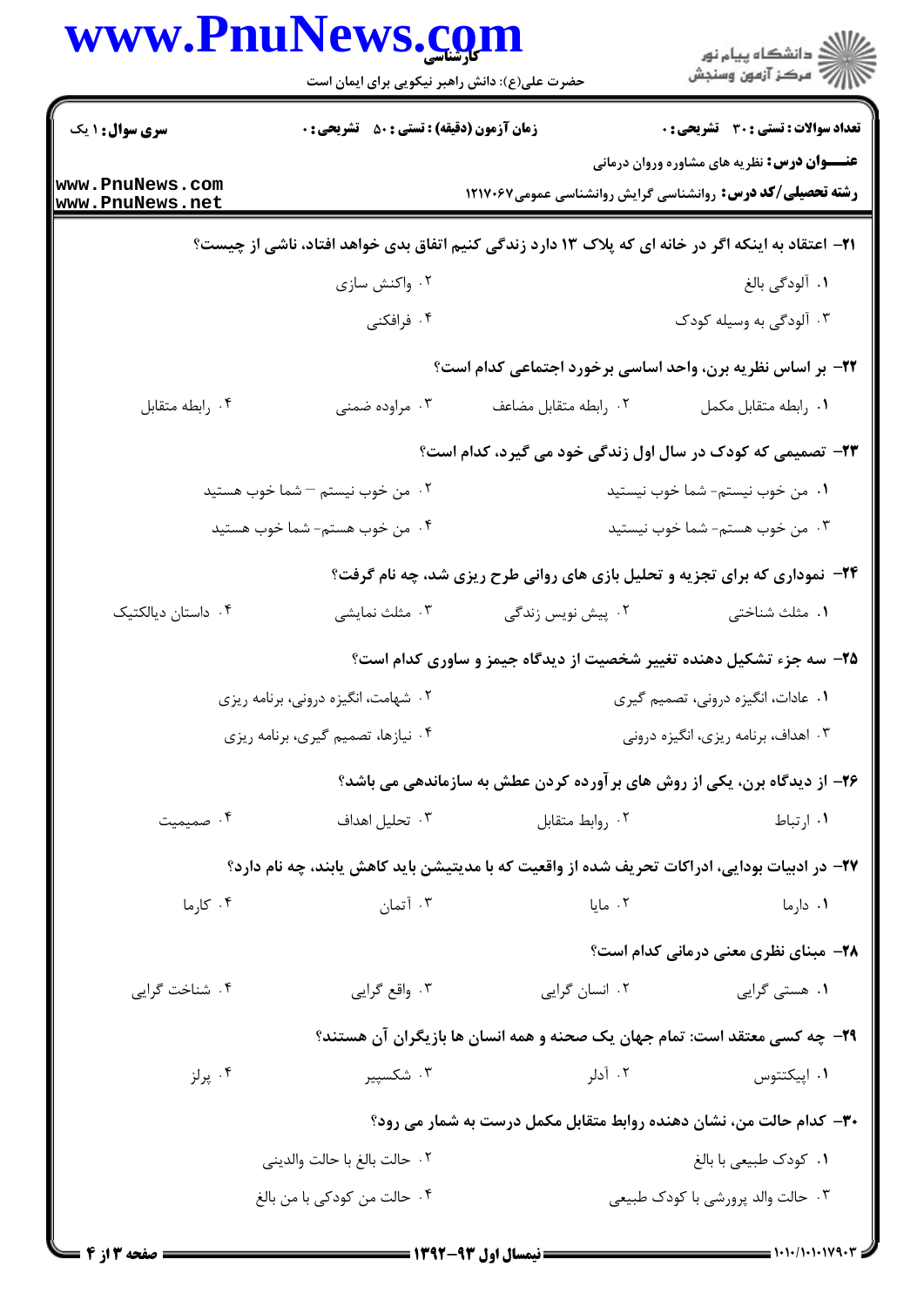**سری سوال:** ۱ یک | **زمان آزمون (دقیقه) : تستی :** ۵۰ **تشریحی :** ۰ | **تعداد سوالات : تستی :** ۳۰ **تشریحی :** ۰

**عنـــوان درس:** نظریه های مشاوره وروان درمانی

**رشته تحصیلی/کد درس:** روانشناسی گرایش روانشناسی عمومی۱۲۱۷۰۶۷

۲۱- اعتقاد به اینکه اگر در خانه ای که پلاک ۱۳ دارد زندگی کنیم اتفاق بدی خواهد افتاد، ناشی از چیست؟

۱. آلودگی بالغ
۲. واکنش سازی
۳. آلودگی به وسیله کودک
۴. فرافکنی

۲۲- بر اساس نظریه برن، واحد اساسی برخورد اجتماعی کدام است؟

۱. رابطه متقابل مکمل
۲. رابطه متقابل مضاعف
۳. مراوده ضمنی
۴. رابطه متقابل

۲۳- تصمیمی که کودک در سال اول زندگی خود می گیرد، کدام است؟

۱. من خوب نیستم- شما خوب نیستید
۲. من خوب نیستم – شما خوب هستید
۳. من خوب هستم- شما خوب نیستید
۴. من خوب هستم- شما خوب هستید

۲۴- نموداری که برای تجزیه و تحلیل بازی های روانی طرح ریزی شد، چه نام گرفت؟

۱. مثلث شناختی
۲. پیش نویس زندگی
۳. مثلث نمایشی
۴. داستان دیالکتیک

۲۵- سه جزء تشکیل دهنده تغییر شخصیت از دیدگاه جیمز و ساوری کدام است؟

۱. عادات، انگیزه درونی، تصمیم گیری
۲. شهامت، انگیزه درونی، برنامه ریزی
۳. اهداف، برنامه ریزی، انگیزه درونی
۴. نیازها، تصمیم گیری، برنامه ریزی

۲۶- از دیدگاه برن، یکی از روش های برآورده کردن عطش به سازماندهی می باشد؟

۱. ارتباط
۲. روابط متقابل
۳. تحلیل اهداف
۴. صمیمیت

۲۷- در ادبیات بودایی، ادراکات تحریف شده از واقعیت که با مدیتیشن باید کاهش یابند، چه نام دارد؟

۱. دارما
۲. مایا
۳. آتمان
۴. کارما

۲۸- مبنای نظری معنی درمانی کدام است؟

۱. هستی گرایی
۲. انسان گرایی
۳. واقع گرایی
۴. شناخت گرایی

۲۹- چه کسی معتقد است: تمام جهان یک صحنه و همه انسان ها بازیگران آن هستند؟

۱. اپیکتتوس
۲. آدلر
۳. شکسپیر
۴. پرلز

۳۰- کدام حالت من، نشان دهنده روابط متقابل مکمل درست به شمار می رود؟

۱. کودک طبیعی با بالغ
۲. حالت بالغ با حالت والدینی
۳. حالت والد پرورشی با کودک طبیعی
۴. حالت من کودکی با من بالغ